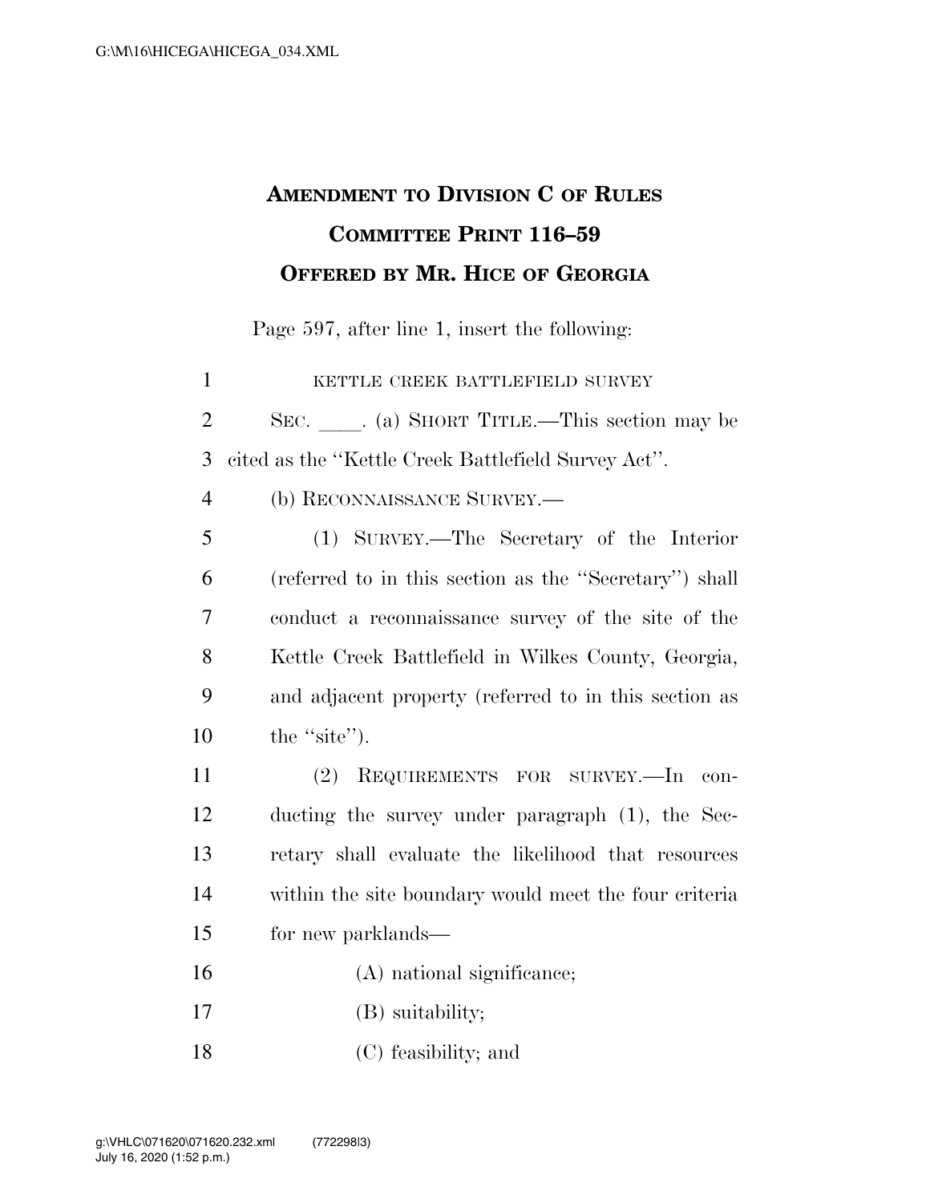# Amendment to Division C of Rules Committee Print 116–59

## Offered by Mr. Hice of Georgia

Page 597, after line 1, insert the following:

KETTLE CREEK BATTLEFIELD SURVEY

SEC. \_\_\_\_. (a) SHORT TITLE.—This section may be cited as the ''Kettle Creek Battlefield Survey Act''.

(b) RECONNAISSANCE SURVEY.—

(1) SURVEY.—The Secretary of the Interior (referred to in this section as the ''Secretary'') shall conduct a reconnaissance survey of the site of the Kettle Creek Battlefield in Wilkes County, Georgia, and adjacent property (referred to in this section as the ''site'').

(2) REQUIREMENTS FOR SURVEY.—In conducting the survey under paragraph (1), the Secretary shall evaluate the likelihood that resources within the site boundary would meet the four criteria for new parklands—

(A) national significance;

(B) suitability;

(C) feasibility; and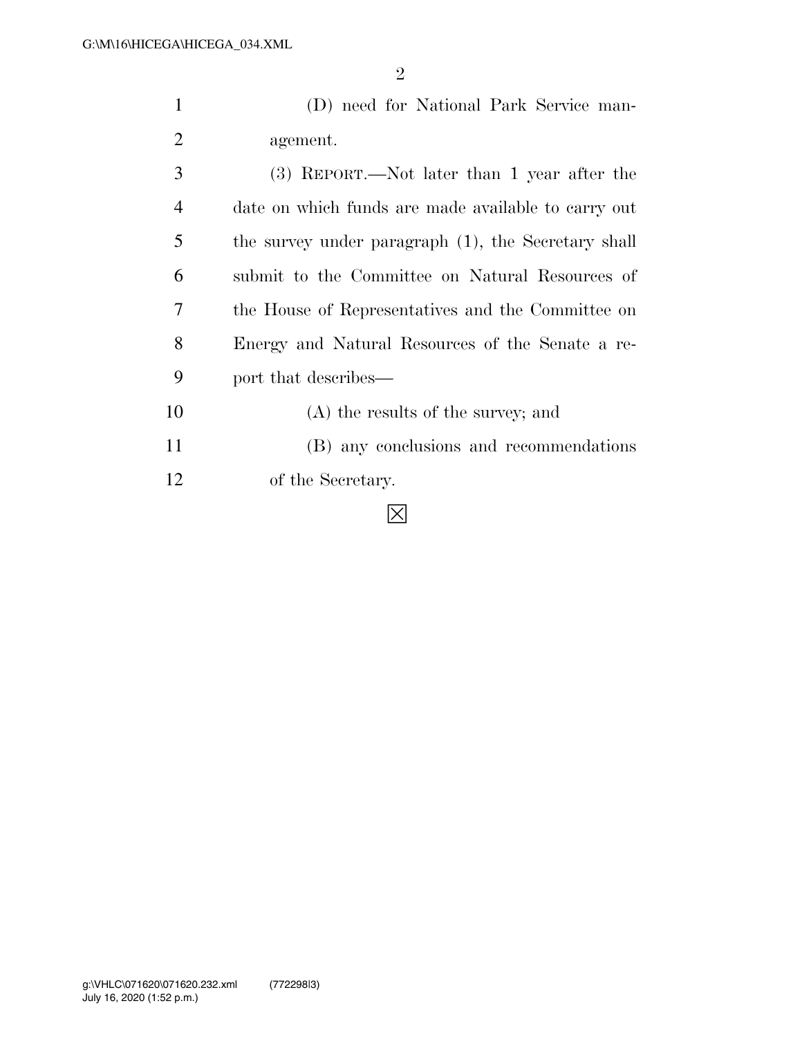(D) need for National Park Service management.

(3) REPORT.—Not later than 1 year after the date on which funds are made available to carry out the survey under paragraph (1), the Secretary shall submit to the Committee on Natural Resources of the House of Representatives and the Committee on Energy and Natural Resources of the Senate a report that describes—

(A) the results of the survey; and

(B) any conclusions and recommendations of the Secretary.